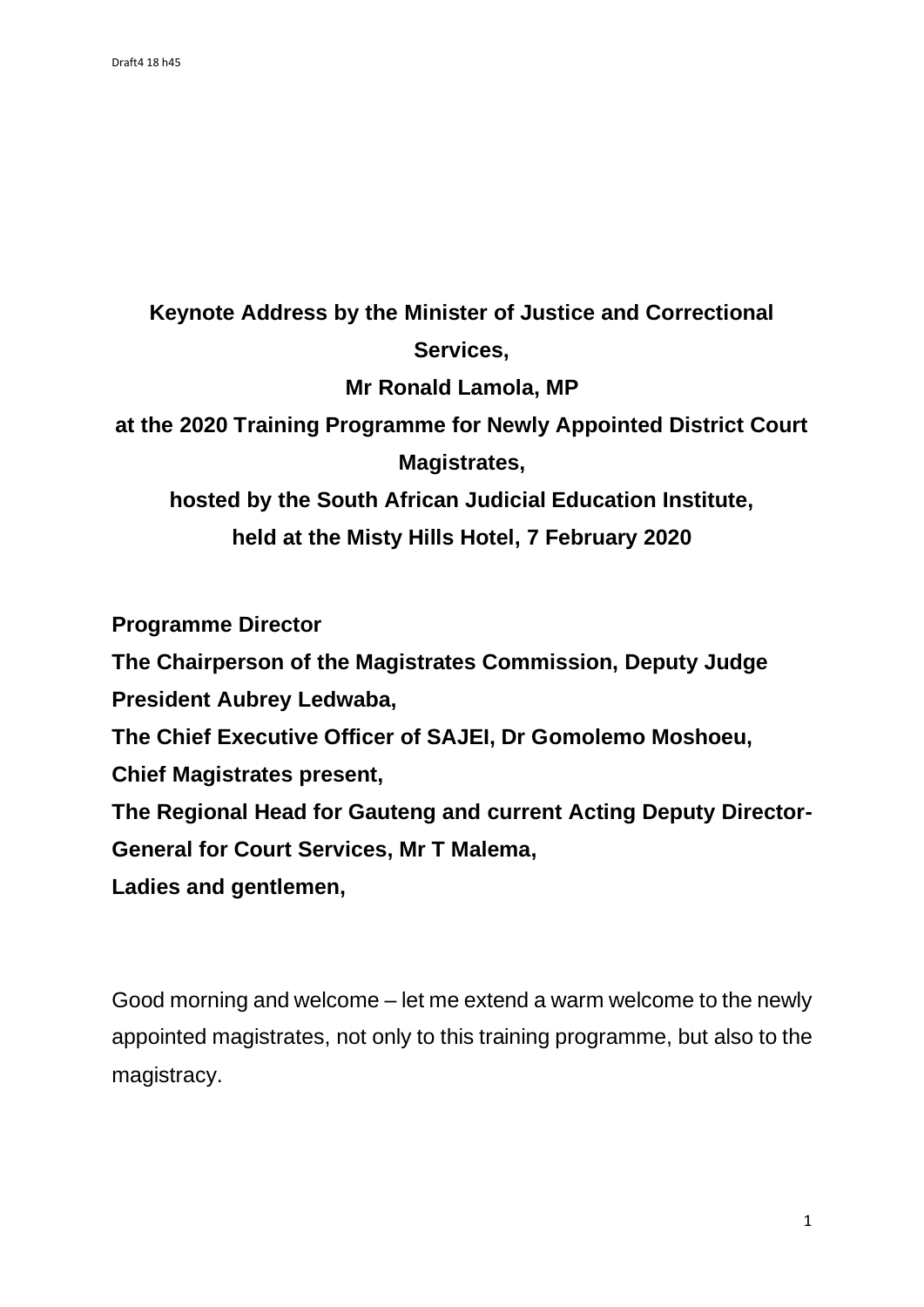Draft4 18 h45

**Keynote Address by the Minister of Justice and Correctional Services,**

**Mr Ronald Lamola, MP**

**at the 2020 Training Programme for Newly Appointed District Court Magistrates,**

**hosted by the South African Judicial Education Institute,**

**held at the Misty Hills Hotel, 7 February 2020**

**Programme Director**
**The Chairperson of the Magistrates Commission, Deputy Judge President Aubrey Ledwaba,**
**The Chief Executive Officer of SAJEI, Dr Gomolemo Moshoeu,**
**Chief Magistrates present,**
**The Regional Head for Gauteng and current Acting Deputy Director-General for Court Services, Mr T Malema,**
**Ladies and gentlemen,**

Good morning and welcome – let me extend a warm welcome to the newly appointed magistrates, not only to this training programme, but also to the magistracy.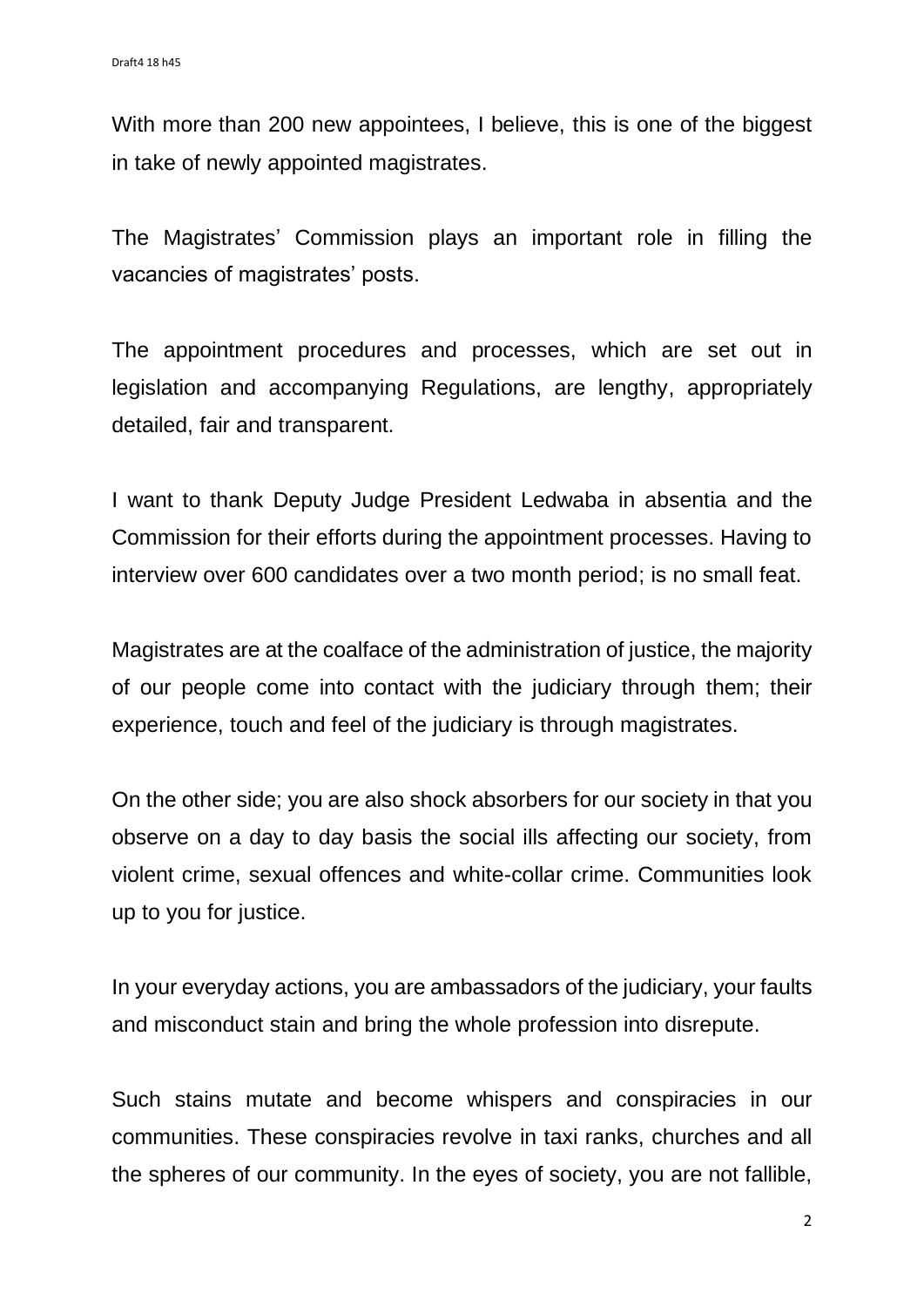With more than 200 new appointees, I believe, this is one of the biggest in take of newly appointed magistrates.

The Magistrates' Commission plays an important role in filling the vacancies of magistrates' posts.

The appointment procedures and processes, which are set out in legislation and accompanying Regulations, are lengthy, appropriately detailed, fair and transparent.

I want to thank Deputy Judge President Ledwaba in absentia and the Commission for their efforts during the appointment processes. Having to interview over 600 candidates over a two month period; is no small feat.

Magistrates are at the coalface of the administration of justice, the majority of our people come into contact with the judiciary through them; their experience, touch and feel of the judiciary is through magistrates.

On the other side; you are also shock absorbers for our society in that you observe on a day to day basis the social ills affecting our society, from violent crime, sexual offences and white-collar crime. Communities look up to you for justice.

In your everyday actions, you are ambassadors of the judiciary, your faults and misconduct stain and bring the whole profession into disrepute.

Such stains mutate and become whispers and conspiracies in our communities. These conspiracies revolve in taxi ranks, churches and all the spheres of our community. In the eyes of society, you are not fallible,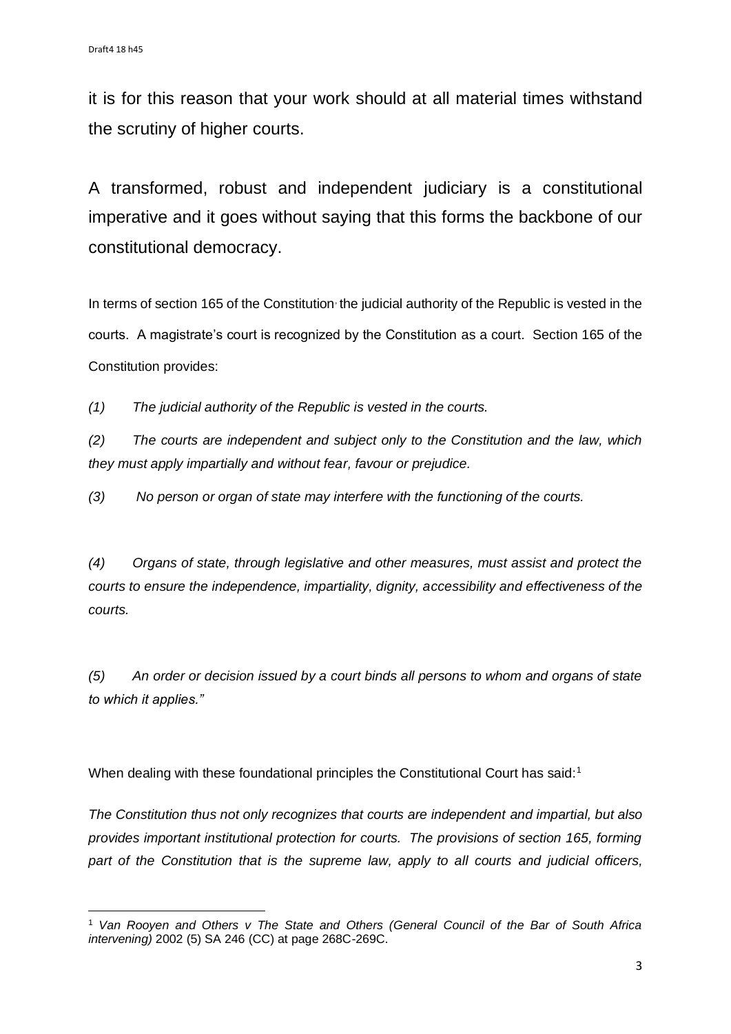it is for this reason that your work should at all material times withstand the scrutiny of higher courts.

A transformed, robust and independent judiciary is a constitutional imperative and it goes without saying that this forms the backbone of our constitutional democracy.

In terms of section 165 of the Constitution, the judicial authority of the Republic is vested in the courts. A magistrate's court is recognized by the Constitution as a court. Section 165 of the Constitution provides:

*(1) The judicial authority of the Republic is vested in the courts.*

*(2) The courts are independent and subject only to the Constitution and the law, which they must apply impartially and without fear, favour or prejudice.*

*(3) No person or organ of state may interfere with the functioning of the courts.*

*(4) Organs of state, through legislative and other measures, must assist and protect the courts to ensure the independence, impartiality, dignity, accessibility and effectiveness of the courts.*

*(5) An order or decision issued by a court binds all persons to whom and organs of state to which it applies."*

When dealing with these foundational principles the Constitutional Court has said:[1]

*The Constitution thus not only recognizes that courts are independent and impartial, but also provides important institutional protection for courts. The provisions of section 165, forming part of the Constitution that is the supreme law, apply to all courts and judicial officers,*

---

[1] *Van Rooyen and Others v The State and Others (General Council of the Bar of South Africa intervening)* 2002 (5) SA 246 (CC) at page 268C-269C.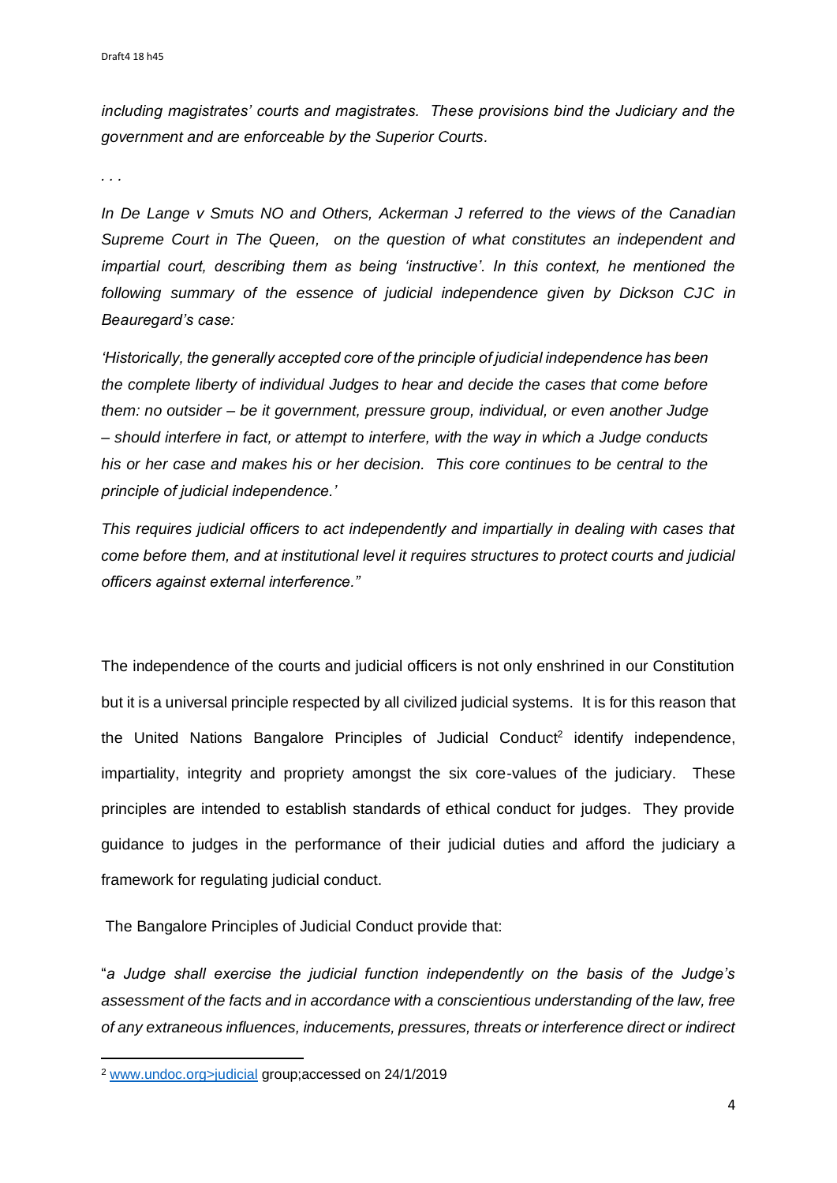*including magistrates' courts and magistrates. These provisions bind the Judiciary and the government and are enforceable by the Superior Courts.*

*. . .*

*In De Lange v Smuts NO and Others, Ackerman J referred to the views of the Canadian Supreme Court in The Queen, on the question of what constitutes an independent and impartial court, describing them as being 'instructive'. In this context, he mentioned the following summary of the essence of judicial independence given by Dickson CJC in Beauregard's case:*

*'Historically, the generally accepted core of the principle of judicial independence has been the complete liberty of individual Judges to hear and decide the cases that come before them: no outsider – be it government, pressure group, individual, or even another Judge – should interfere in fact, or attempt to interfere, with the way in which a Judge conducts his or her case and makes his or her decision. This core continues to be central to the principle of judicial independence.'*

*This requires judicial officers to act independently and impartially in dealing with cases that come before them, and at institutional level it requires structures to protect courts and judicial officers against external interference."*

The independence of the courts and judicial officers is not only enshrined in our Constitution but it is a universal principle respected by all civilized judicial systems. It is for this reason that the United Nations Bangalore Principles of Judicial Conduct[2] identify independence, impartiality, integrity and propriety amongst the six core-values of the judiciary. These principles are intended to establish standards of ethical conduct for judges. They provide guidance to judges in the performance of their judicial duties and afford the judiciary a framework for regulating judicial conduct.

The Bangalore Principles of Judicial Conduct provide that:

"*a Judge shall exercise the judicial function independently on the basis of the Judge's assessment of the facts and in accordance with a conscientious understanding of the law, free of any extraneous influences, inducements, pressures, threats or interference direct or indirect*

[2] www.undoc.org>judicial group;accessed on 24/1/2019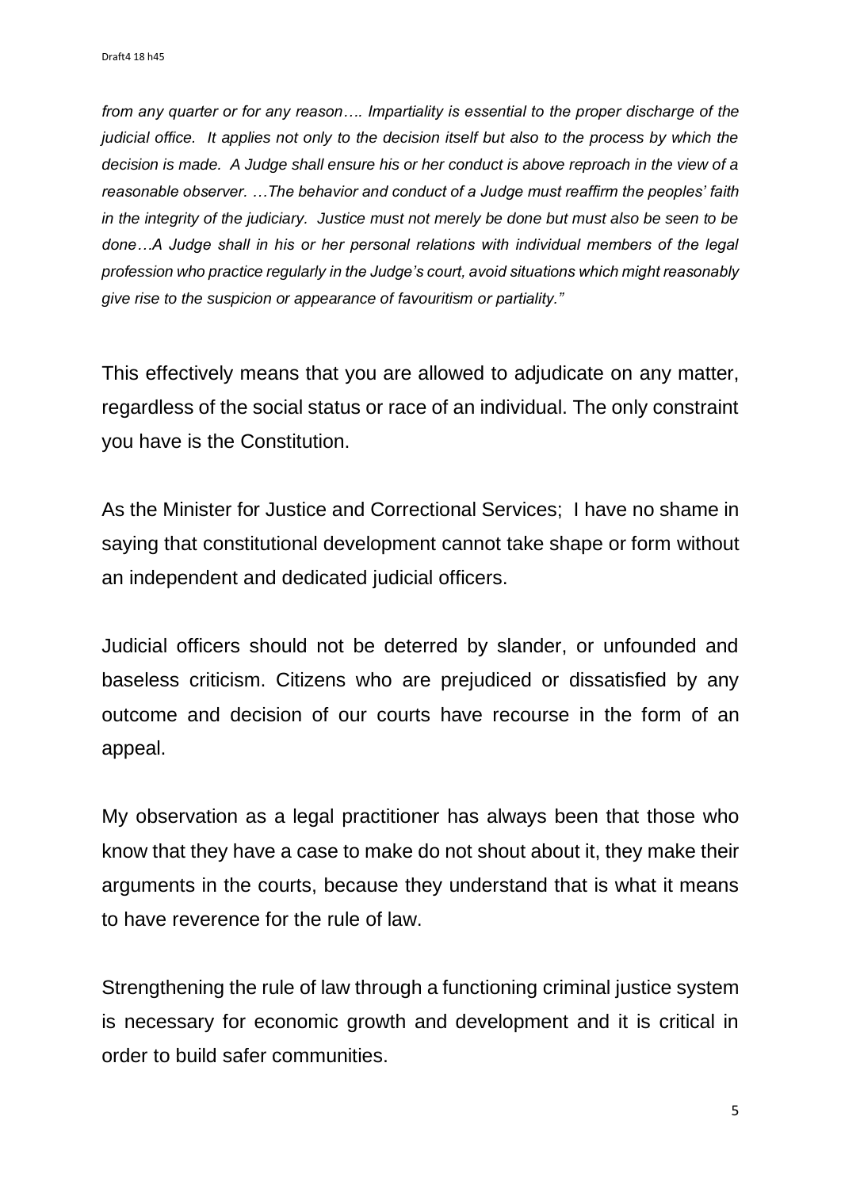*from any quarter or for any reason…. Impartiality is essential to the proper discharge of the judicial office. It applies not only to the decision itself but also to the process by which the decision is made. A Judge shall ensure his or her conduct is above reproach in the view of a reasonable observer. …The behavior and conduct of a Judge must reaffirm the peoples' faith in the integrity of the judiciary. Justice must not merely be done but must also be seen to be done…A Judge shall in his or her personal relations with individual members of the legal profession who practice regularly in the Judge's court, avoid situations which might reasonably give rise to the suspicion or appearance of favouritism or partiality."*

This effectively means that you are allowed to adjudicate on any matter, regardless of the social status or race of an individual. The only constraint you have is the Constitution.

As the Minister for Justice and Correctional Services; I have no shame in saying that constitutional development cannot take shape or form without an independent and dedicated judicial officers.

Judicial officers should not be deterred by slander, or unfounded and baseless criticism. Citizens who are prejudiced or dissatisfied by any outcome and decision of our courts have recourse in the form of an appeal.

My observation as a legal practitioner has always been that those who know that they have a case to make do not shout about it, they make their arguments in the courts, because they understand that is what it means to have reverence for the rule of law.

Strengthening the rule of law through a functioning criminal justice system is necessary for economic growth and development and it is critical in order to build safer communities.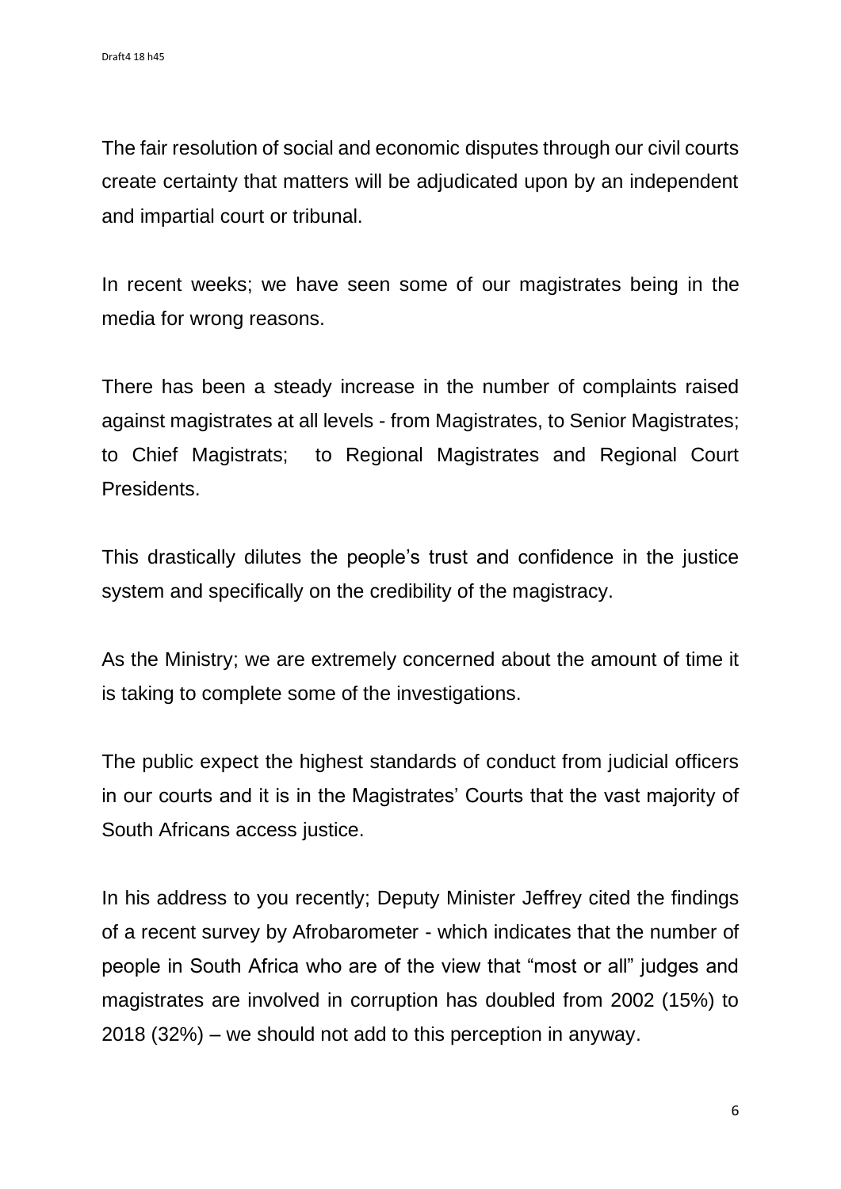The fair resolution of social and economic disputes through our civil courts create certainty that matters will be adjudicated upon by an independent and impartial court or tribunal.

In recent weeks; we have seen some of our magistrates being in the media for wrong reasons.

There has been a steady increase in the number of complaints raised against magistrates at all levels - from Magistrates, to Senior Magistrates; to Chief Magistrats; to Regional Magistrates and Regional Court Presidents.

This drastically dilutes the people's trust and confidence in the justice system and specifically on the credibility of the magistracy.

As the Ministry; we are extremely concerned about the amount of time it is taking to complete some of the investigations.

The public expect the highest standards of conduct from judicial officers in our courts and it is in the Magistrates' Courts that the vast majority of South Africans access justice.

In his address to you recently; Deputy Minister Jeffrey cited the findings of a recent survey by Afrobarometer - which indicates that the number of people in South Africa who are of the view that "most or all" judges and magistrates are involved in corruption has doubled from 2002 (15%) to 2018 (32%) – we should not add to this perception in anyway.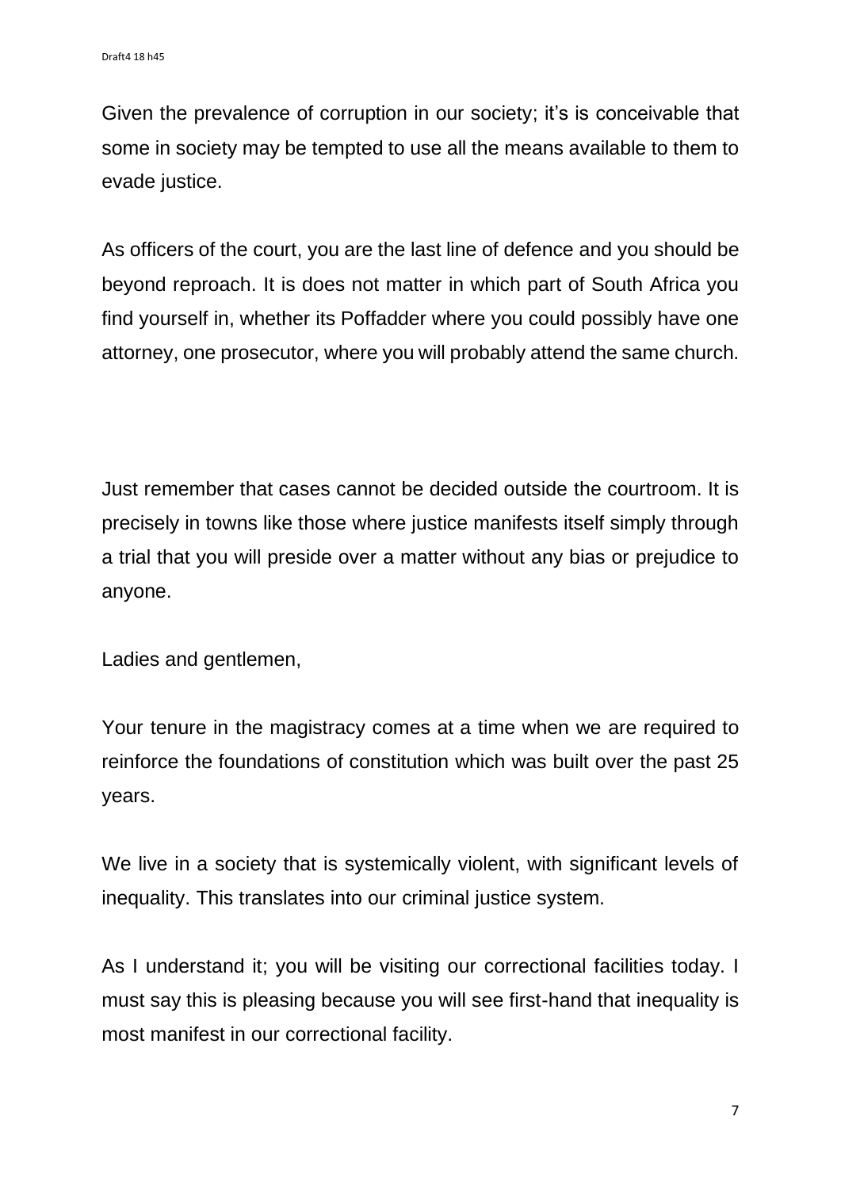Given the prevalence of corruption in our society; it's is conceivable that some in society may be tempted to use all the means available to them to evade justice.

As officers of the court, you are the last line of defence and you should be beyond reproach. It is does not matter in which part of South Africa you find yourself in, whether its Poffadder where you could possibly have one attorney, one prosecutor, where you will probably attend the same church.

Just remember that cases cannot be decided outside the courtroom. It is precisely in towns like those where justice manifests itself simply through a trial that you will preside over a matter without any bias or prejudice to anyone.

Ladies and gentlemen,

Your tenure in the magistracy comes at a time when we are required to reinforce the foundations of constitution which was built over the past 25 years.

We live in a society that is systemically violent, with significant levels of inequality. This translates into our criminal justice system.

As I understand it; you will be visiting our correctional facilities today. I must say this is pleasing because you will see first-hand that inequality is most manifest in our correctional facility.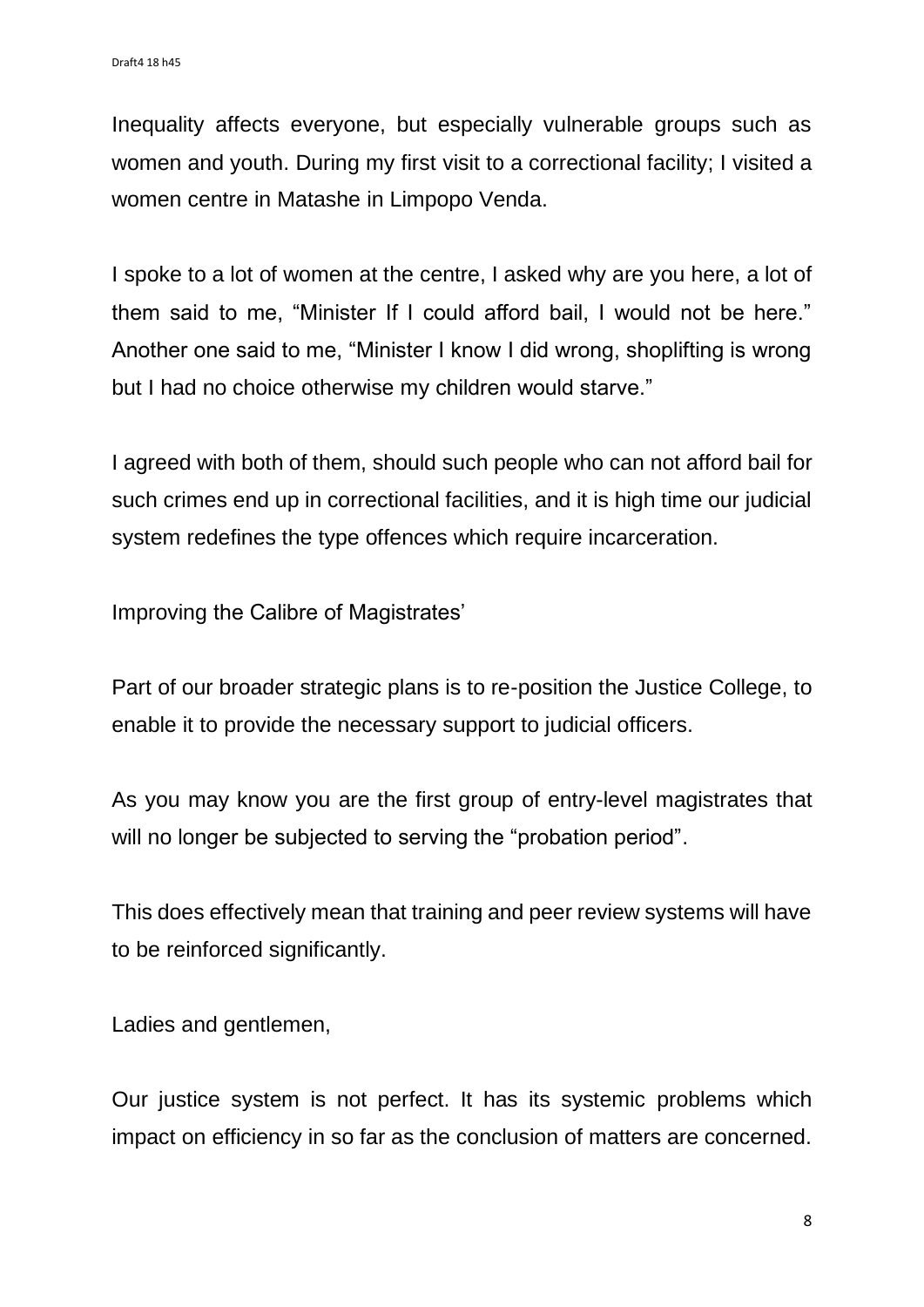Inequality affects everyone, but especially vulnerable groups such as women and youth. During my first visit to a correctional facility; I visited a women centre in Matashe in Limpopo Venda.

I spoke to a lot of women at the centre, I asked why are you here, a lot of them said to me, "Minister If I could afford bail, I would not be here." Another one said to me, "Minister I know I did wrong, shoplifting is wrong but I had no choice otherwise my children would starve."

I agreed with both of them, should such people who can not afford bail for such crimes end up in correctional facilities, and it is high time our judicial system redefines the type offences which require incarceration.

Improving the Calibre of Magistrates'

Part of our broader strategic plans is to re-position the Justice College, to enable it to provide the necessary support to judicial officers.

As you may know you are the first group of entry-level magistrates that will no longer be subjected to serving the "probation period".

This does effectively mean that training and peer review systems will have to be reinforced significantly.

Ladies and gentlemen,

Our justice system is not perfect. It has its systemic problems which impact on efficiency in so far as the conclusion of matters are concerned.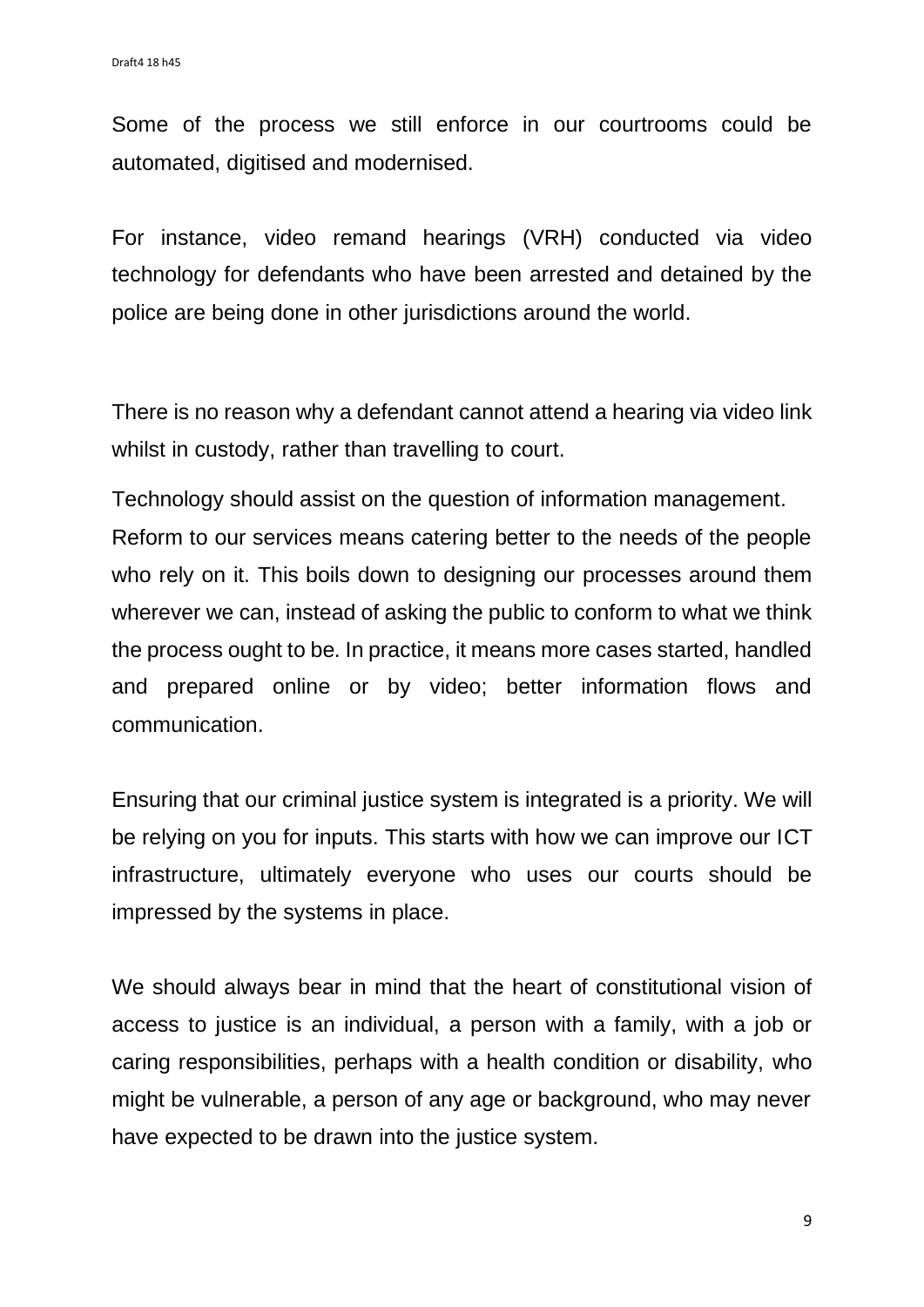Some of the process we still enforce in our courtrooms could be automated, digitised and modernised.

For instance, video remand hearings (VRH) conducted via video technology for defendants who have been arrested and detained by the police are being done in other jurisdictions around the world.

There is no reason why a defendant cannot attend a hearing via video link whilst in custody, rather than travelling to court.

Technology should assist on the question of information management. Reform to our services means catering better to the needs of the people who rely on it. This boils down to designing our processes around them wherever we can, instead of asking the public to conform to what we think the process ought to be. In practice, it means more cases started, handled and prepared online or by video; better information flows and communication.

Ensuring that our criminal justice system is integrated is a priority. We will be relying on you for inputs. This starts with how we can improve our ICT infrastructure, ultimately everyone who uses our courts should be impressed by the systems in place.

We should always bear in mind that the heart of constitutional vision of access to justice is an individual, a person with a family, with a job or caring responsibilities, perhaps with a health condition or disability, who might be vulnerable, a person of any age or background, who may never have expected to be drawn into the justice system.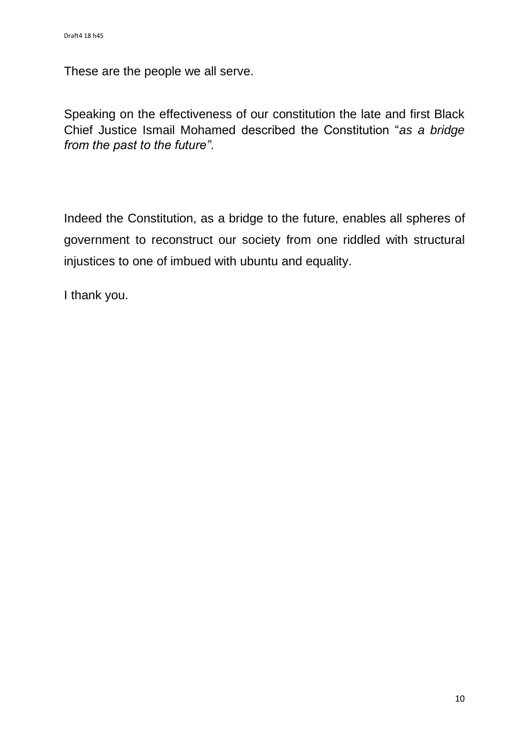These are the people we all serve.

Speaking on the effectiveness of our constitution the late and first Black Chief Justice Ismail Mohamed described the Constitution "*as a bridge from the past to the future"*.

Indeed the Constitution, as a bridge to the future, enables all spheres of government to reconstruct our society from one riddled with structural injustices to one of imbued with ubuntu and equality.

I thank you.